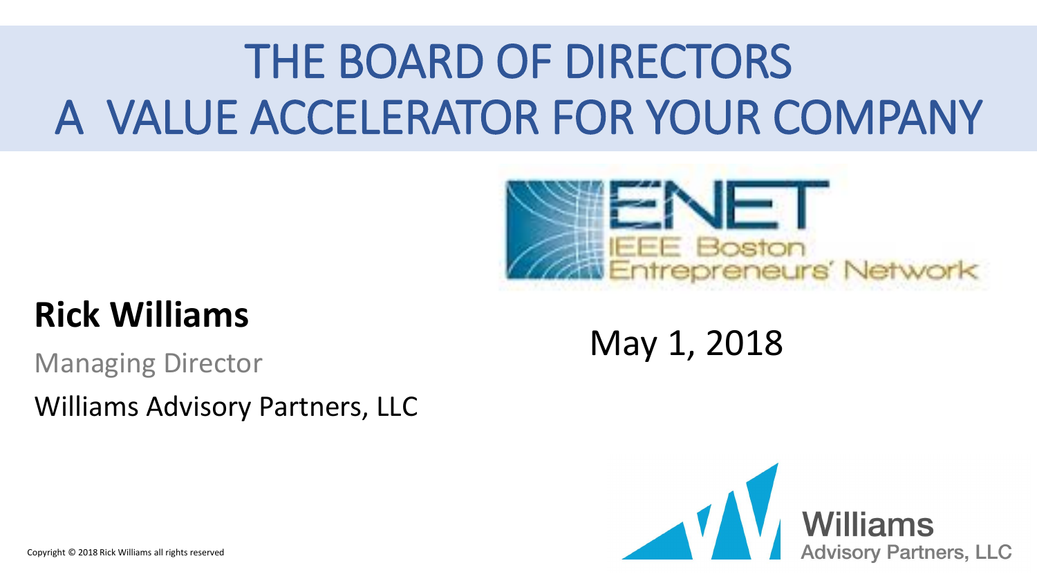# THE BOARD OF DIRECTORS A VALUE ACCELERATOR FOR YOUR COMPANY

ENET
IEEE Boston Entrepreneurs' Network

**Rick Williams**

Managing Director

Williams Advisory Partners, LLC

May 1, 2018

Williams Advisory Partners, LLC

Copyright © 2018 Rick Williams all rights reserved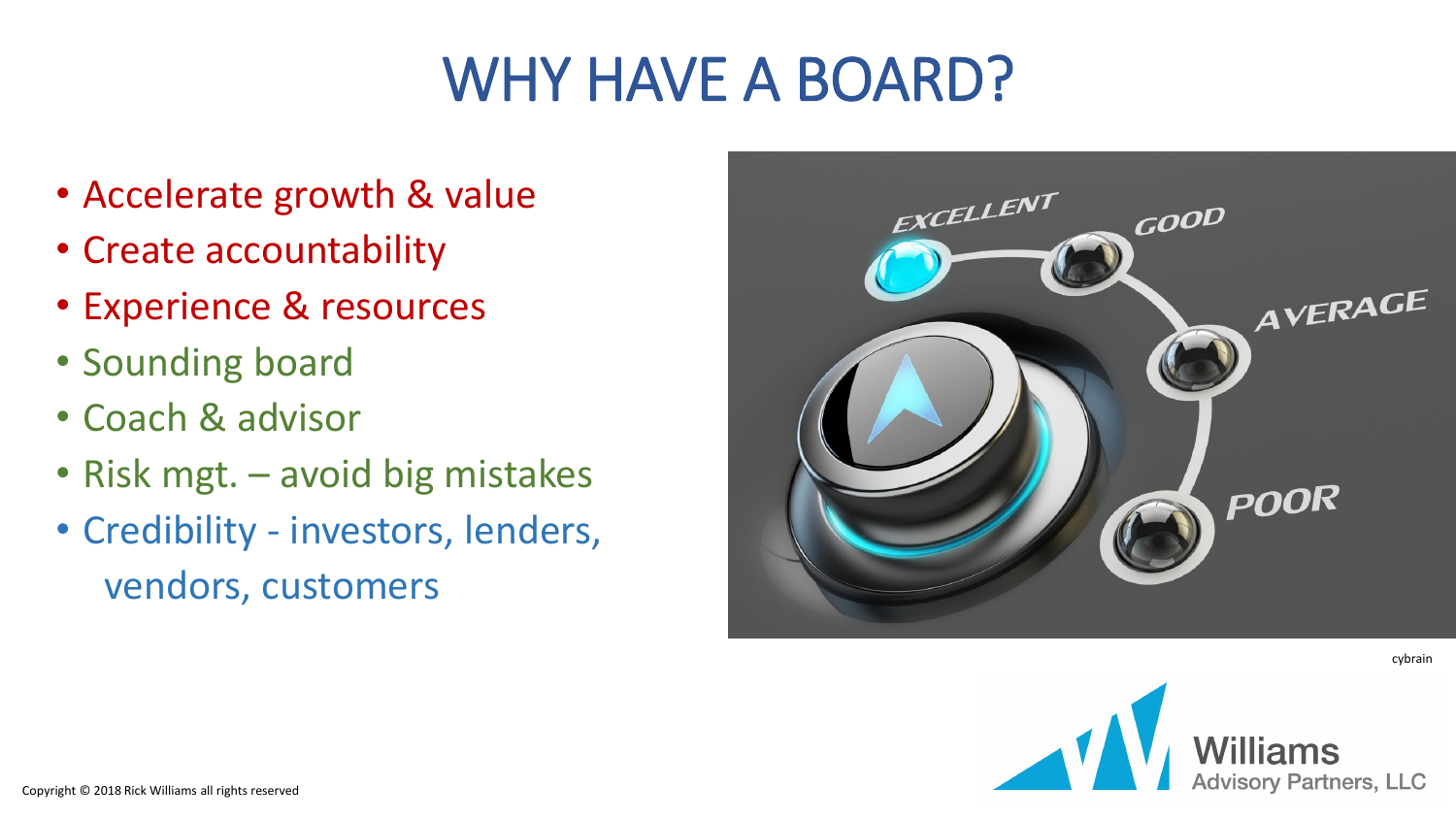# WHY HAVE A BOARD?

- Accelerate growth & value
- Create accountability
- Experience & resources
- Sounding board
- Coach & advisor
- Risk mgt. – avoid big mistakes
- Credibility - investors, lenders, vendors, customers

cybrain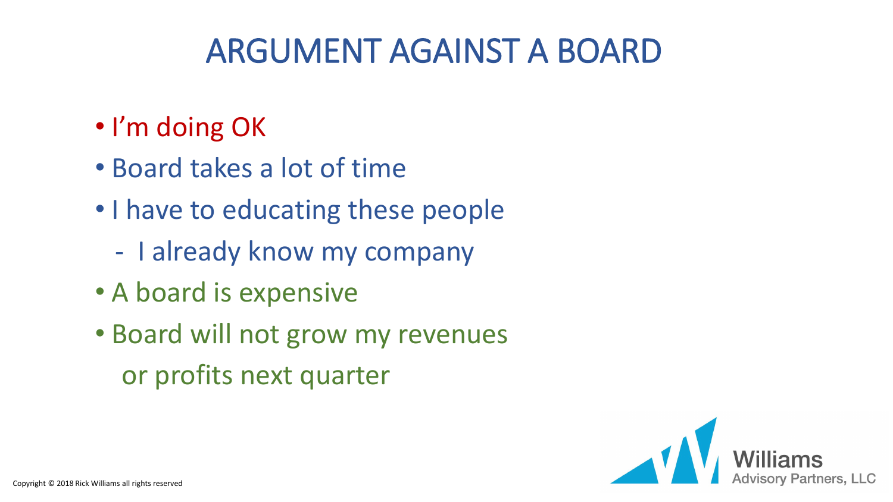# ARGUMENT AGAINST A BOARD

- I'm doing OK
- Board takes a lot of time
- I have to educating these people
  - I already know my company
- A board is expensive
- Board will not grow my revenues or profits next quarter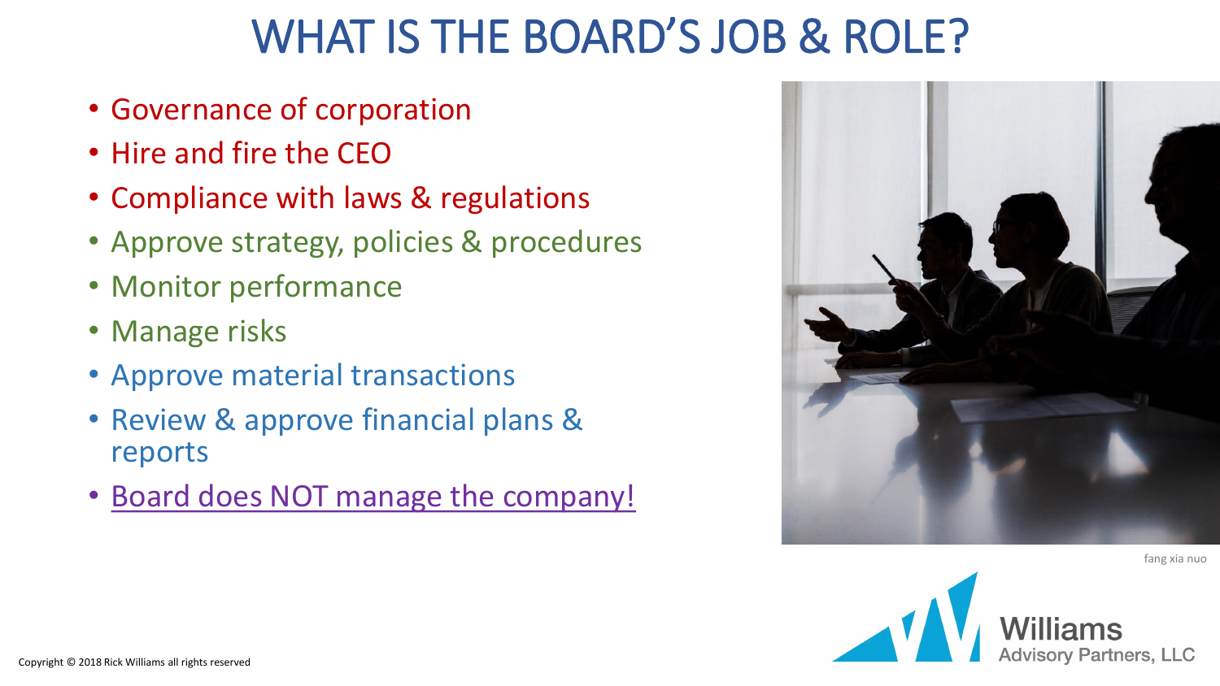# WHAT IS THE BOARD'S JOB & ROLE?

- Governance of corporation
- Hire and fire the CEO
- Compliance with laws & regulations
- Approve strategy, policies & procedures
- Monitor performance
- Manage risks
- Approve material transactions
- Review & approve financial plans & reports
- Board does NOT manage the company!

fang xia nuo

Copyright © 2018 Rick Williams all rights reserved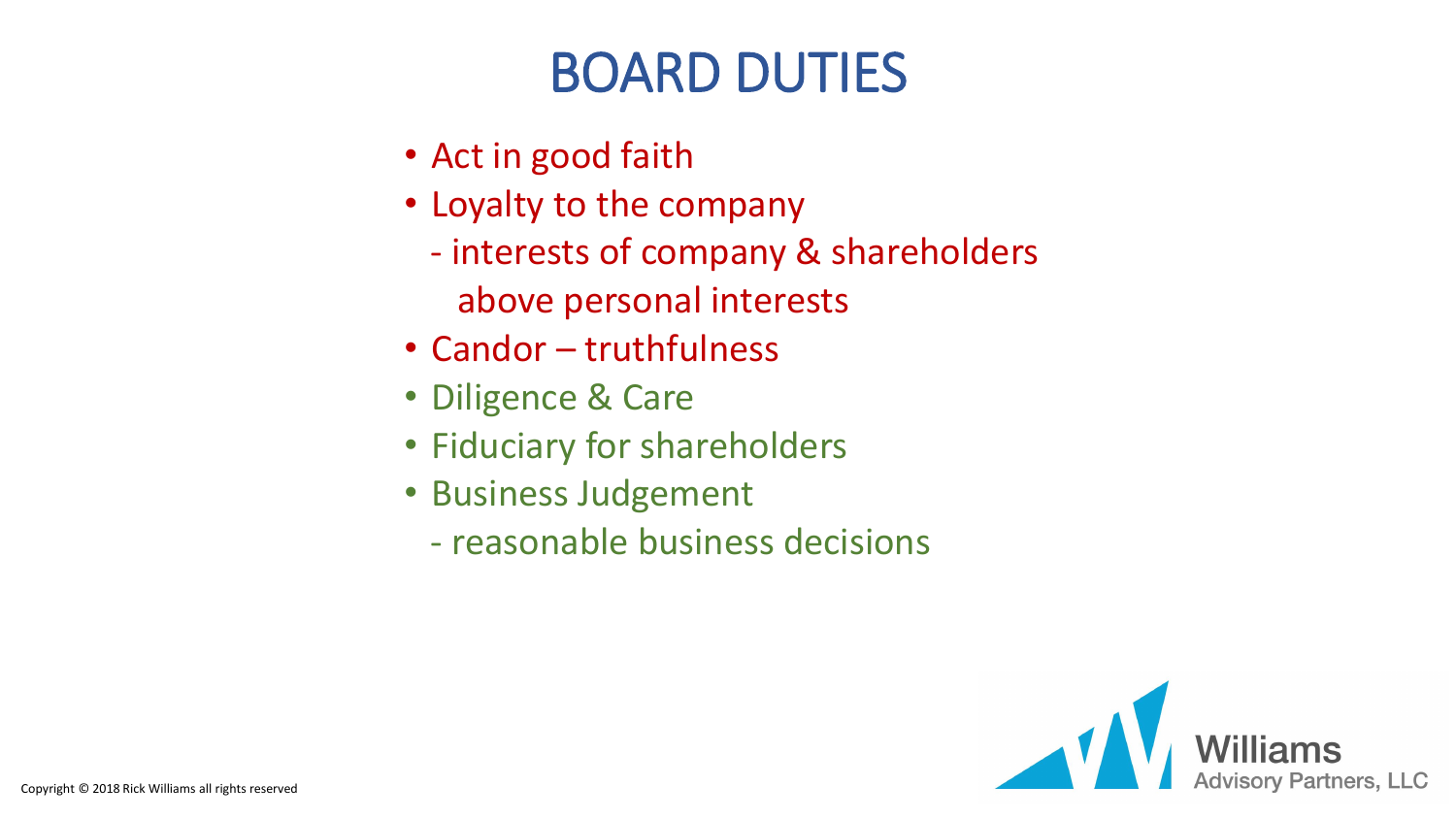# BOARD DUTIES

- Act in good faith
- Loyalty to the company
  - interests of company & shareholders above personal interests
- Candor – truthfulness
- Diligence & Care
- Fiduciary for shareholders
- Business Judgement
  - reasonable business decisions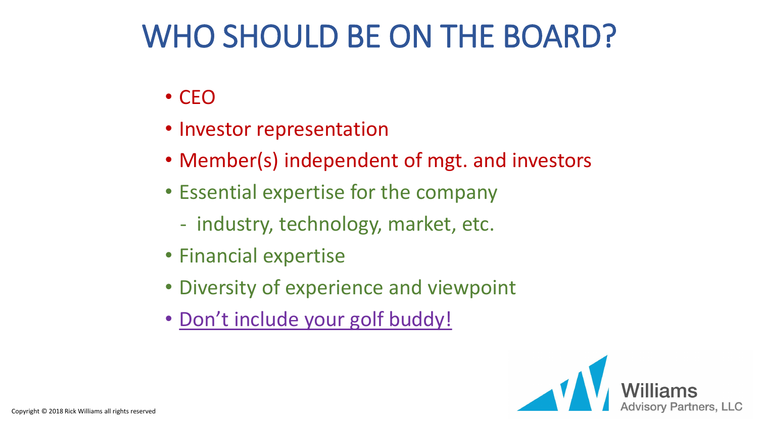# WHO SHOULD BE ON THE BOARD?

- CEO
- Investor representation
- Member(s) independent of mgt. and investors
- Essential expertise for the company
  - industry, technology, market, etc.
- Financial expertise
- Diversity of experience and viewpoint
- Don't include your golf buddy!

Copyright © 2018 Rick Williams all rights reserved

Williams Advisory Partners, LLC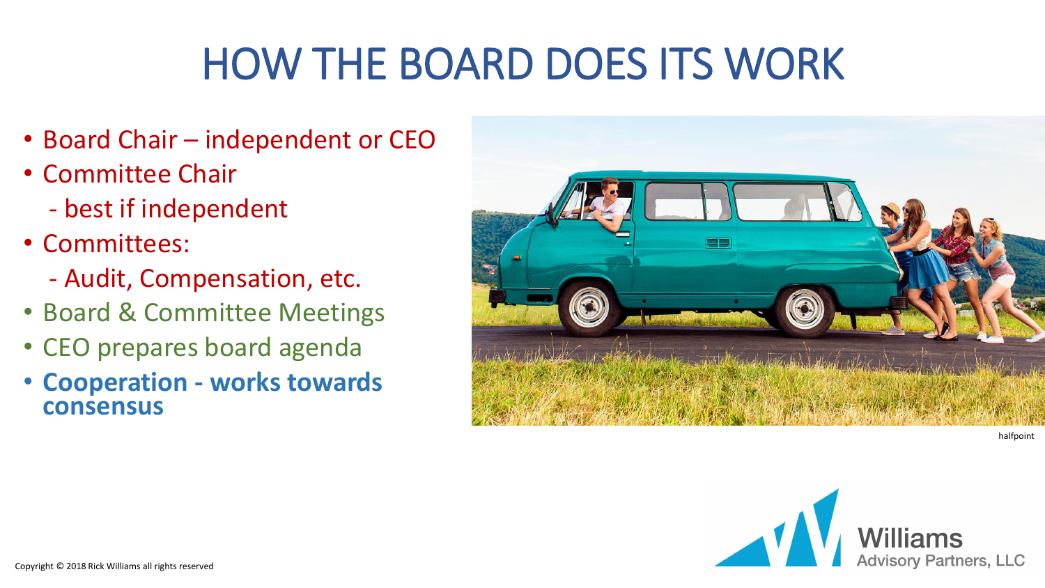# HOW THE BOARD DOES ITS WORK

- Board Chair – independent or CEO
- Committee Chair
  - best if independent
- Committees:
  - Audit, Compensation, etc.
- Board & Committee Meetings
- CEO prepares board agenda
- **Cooperation - works towards consensus**

halfpoint

Copyright © 2018 Rick Williams all rights reserved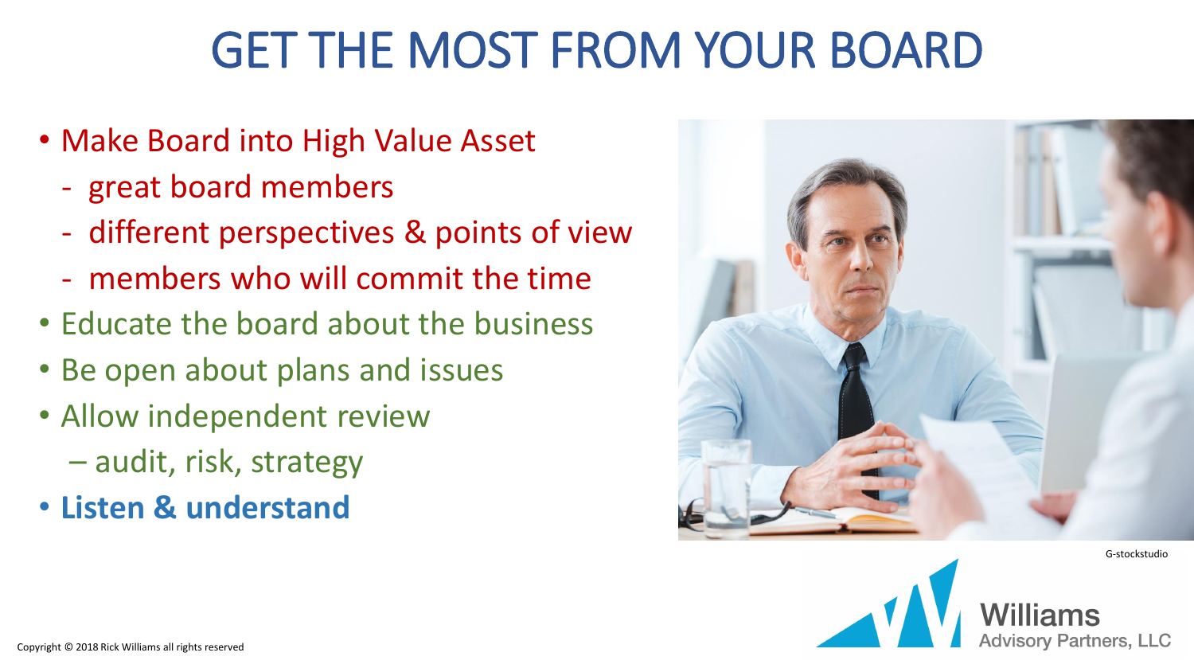# GET THE MOST FROM YOUR BOARD

- Make Board into High Value Asset
  - great board members
  - different perspectives & points of view
  - members who will commit the time
- Educate the board about the business
- Be open about plans and issues
- Allow independent review
  - audit, risk, strategy
- **Listen & understand**

G-stockstudio

Copyright © 2018 Rick Williams all rights reserved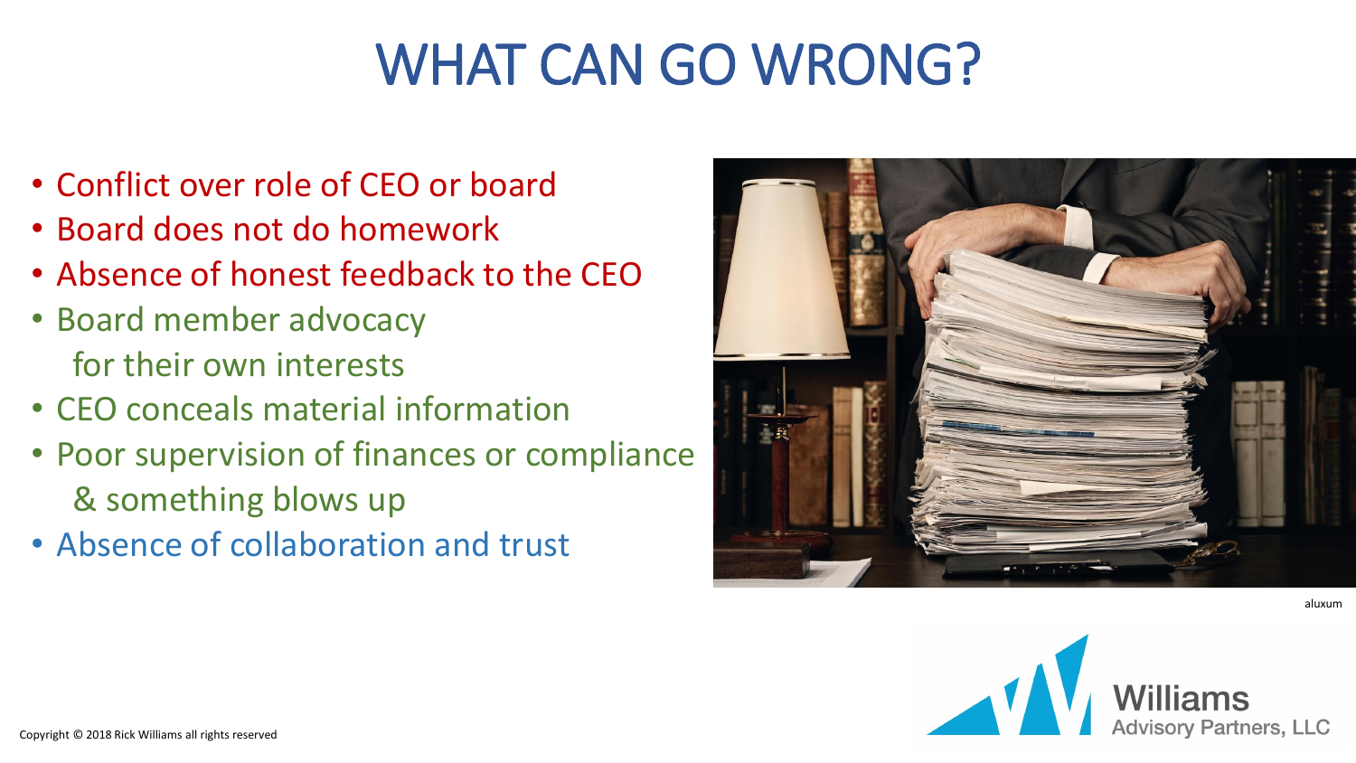# WHAT CAN GO WRONG?

- Conflict over role of CEO or board
- Board does not do homework
- Absence of honest feedback to the CEO
- Board member advocacy for their own interests
- CEO conceals material information
- Poor supervision of finances or compliance & something blows up
- Absence of collaboration and trust

aluxum

Williams Advisory Partners, LLC

Copyright © 2018 Rick Williams all rights reserved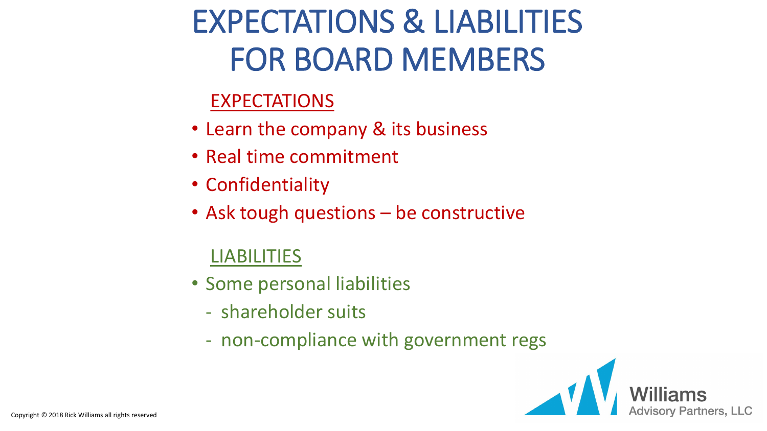# EXPECTATIONS & LIABILITIES FOR BOARD MEMBERS

## EXPECTATIONS

- Learn the company & its business
- Real time commitment
- Confidentiality
- Ask tough questions – be constructive

## LIABILITIES

- Some personal liabilities
  - shareholder suits
  - non-compliance with government regs

Copyright © 2018 Rick Williams all rights reserved

Williams Advisory Partners, LLC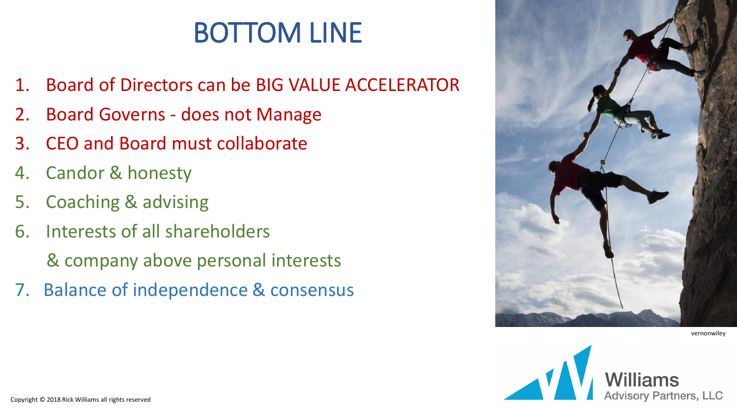# BOTTOM LINE

1. Board of Directors can be BIG VALUE ACCELERATOR
2. Board Governs - does not Manage
3. CEO and Board must collaborate
4. Candor & honesty
5. Coaching & advising
6. Interests of all shareholders & company above personal interests
7. Balance of independence & consensus

vernonwiley

Williams Advisory Partners, LLC

Copyright © 2018 Rick Williams all rights reserved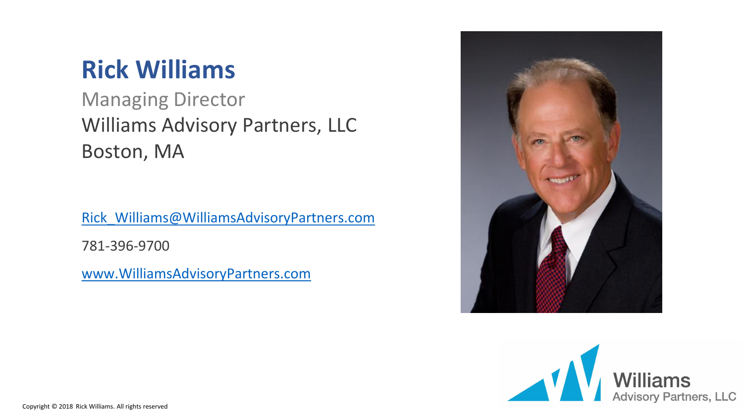# Rick Williams

Managing Director

Williams Advisory Partners, LLC

Boston, MA

Rick_Williams@WilliamsAdvisoryPartners.com

781-396-9700

www.WilliamsAdvisoryPartners.com

Williams
Advisory Partners, LLC

Copyright © 2018 Rick Williams. All rights reserved